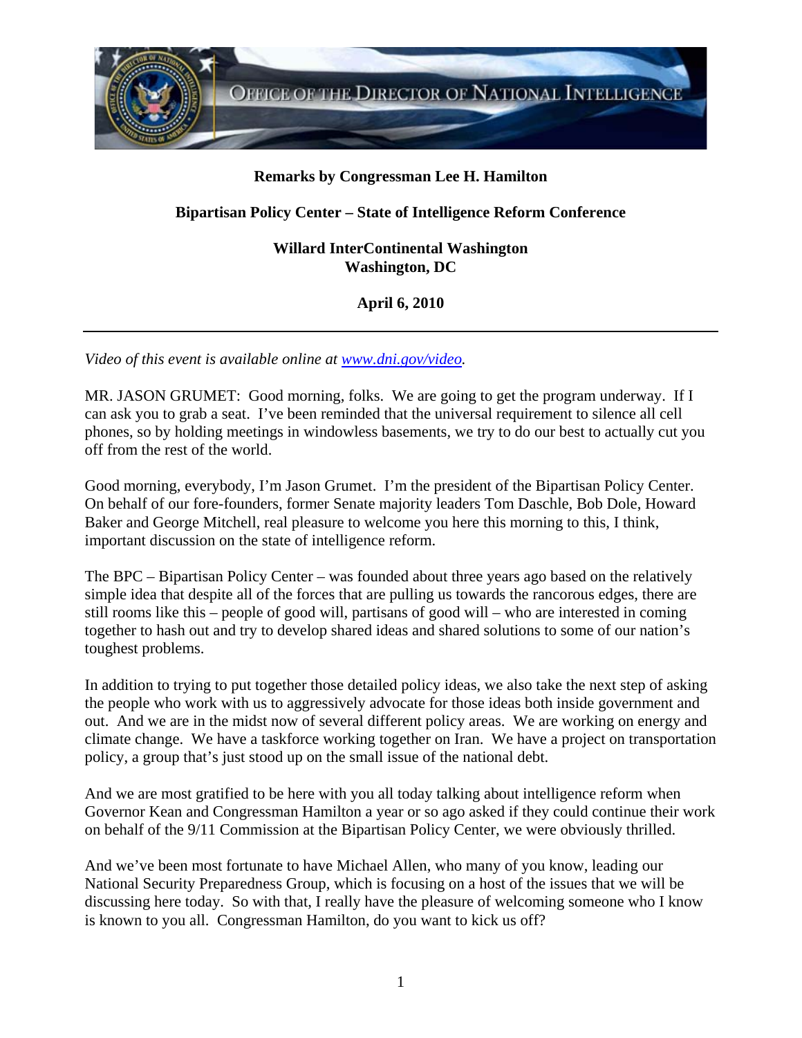**Remarks by Congressman Lee H. Hamilton**

**Bipartisan Policy Center – State of Intelligence Reform Conference**

**Willard InterContinental Washington**
**Washington, DC**

**April 6, 2010**

---

*Video of this event is available online at [www.dni.gov/video](www.dni.gov/video).*

MR. JASON GRUMET: Good morning, folks. We are going to get the program underway. If I can ask you to grab a seat. I've been reminded that the universal requirement to silence all cell phones, so by holding meetings in windowless basements, we try to do our best to actually cut you off from the rest of the world.

Good morning, everybody, I'm Jason Grumet. I'm the president of the Bipartisan Policy Center. On behalf of our fore-founders, former Senate majority leaders Tom Daschle, Bob Dole, Howard Baker and George Mitchell, real pleasure to welcome you here this morning to this, I think, important discussion on the state of intelligence reform.

The BPC – Bipartisan Policy Center – was founded about three years ago based on the relatively simple idea that despite all of the forces that are pulling us towards the rancorous edges, there are still rooms like this – people of good will, partisans of good will – who are interested in coming together to hash out and try to develop shared ideas and shared solutions to some of our nation's toughest problems.

In addition to trying to put together those detailed policy ideas, we also take the next step of asking the people who work with us to aggressively advocate for those ideas both inside government and out. And we are in the midst now of several different policy areas. We are working on energy and climate change. We have a taskforce working together on Iran. We have a project on transportation policy, a group that's just stood up on the small issue of the national debt.

And we are most gratified to be here with you all today talking about intelligence reform when Governor Kean and Congressman Hamilton a year or so ago asked if they could continue their work on behalf of the 9/11 Commission at the Bipartisan Policy Center, we were obviously thrilled.

And we've been most fortunate to have Michael Allen, who many of you know, leading our National Security Preparedness Group, which is focusing on a host of the issues that we will be discussing here today. So with that, I really have the pleasure of welcoming someone who I know is known to you all. Congressman Hamilton, do you want to kick us off?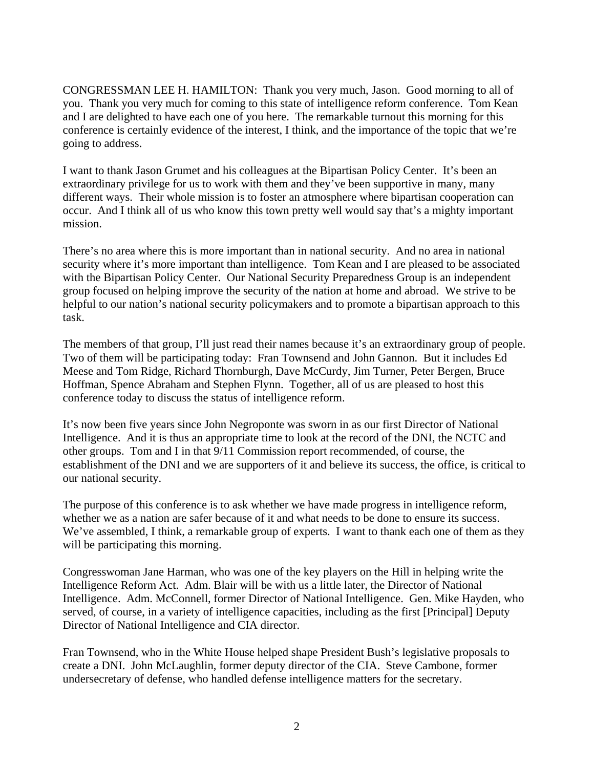CONGRESSMAN LEE H. HAMILTON: Thank you very much, Jason. Good morning to all of you. Thank you very much for coming to this state of intelligence reform conference. Tom Kean and I are delighted to have each one of you here. The remarkable turnout this morning for this conference is certainly evidence of the interest, I think, and the importance of the topic that we're going to address.

I want to thank Jason Grumet and his colleagues at the Bipartisan Policy Center. It's been an extraordinary privilege for us to work with them and they've been supportive in many, many different ways. Their whole mission is to foster an atmosphere where bipartisan cooperation can occur. And I think all of us who know this town pretty well would say that's a mighty important mission.

There's no area where this is more important than in national security. And no area in national security where it's more important than intelligence. Tom Kean and I are pleased to be associated with the Bipartisan Policy Center. Our National Security Preparedness Group is an independent group focused on helping improve the security of the nation at home and abroad. We strive to be helpful to our nation's national security policymakers and to promote a bipartisan approach to this task.

The members of that group, I'll just read their names because it's an extraordinary group of people. Two of them will be participating today: Fran Townsend and John Gannon. But it includes Ed Meese and Tom Ridge, Richard Thornburgh, Dave McCurdy, Jim Turner, Peter Bergen, Bruce Hoffman, Spence Abraham and Stephen Flynn. Together, all of us are pleased to host this conference today to discuss the status of intelligence reform.

It's now been five years since John Negroponte was sworn in as our first Director of National Intelligence. And it is thus an appropriate time to look at the record of the DNI, the NCTC and other groups. Tom and I in that 9/11 Commission report recommended, of course, the establishment of the DNI and we are supporters of it and believe its success, the office, is critical to our national security.

The purpose of this conference is to ask whether we have made progress in intelligence reform, whether we as a nation are safer because of it and what needs to be done to ensure its success. We've assembled, I think, a remarkable group of experts. I want to thank each one of them as they will be participating this morning.

Congresswoman Jane Harman, who was one of the key players on the Hill in helping write the Intelligence Reform Act. Adm. Blair will be with us a little later, the Director of National Intelligence. Adm. McConnell, former Director of National Intelligence. Gen. Mike Hayden, who served, of course, in a variety of intelligence capacities, including as the first [Principal] Deputy Director of National Intelligence and CIA director.

Fran Townsend, who in the White House helped shape President Bush's legislative proposals to create a DNI. John McLaughlin, former deputy director of the CIA. Steve Cambone, former undersecretary of defense, who handled defense intelligence matters for the secretary.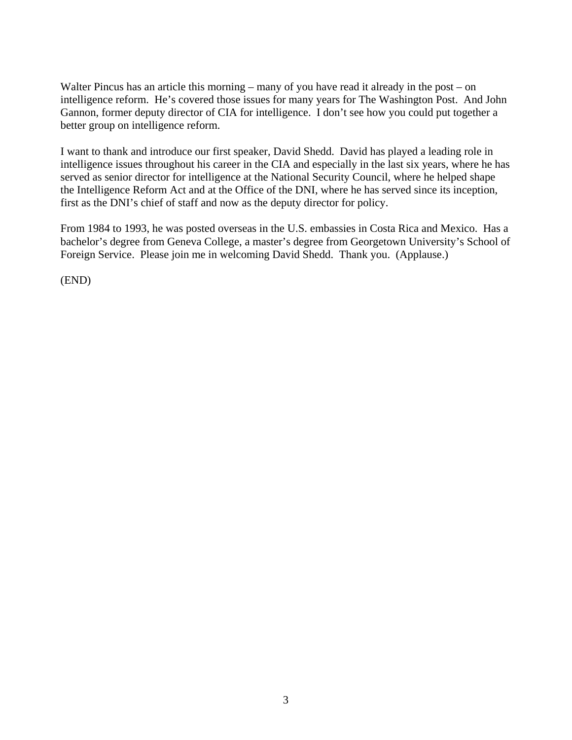Walter Pincus has an article this morning – many of you have read it already in the post – on intelligence reform. He's covered those issues for many years for The Washington Post. And John Gannon, former deputy director of CIA for intelligence. I don't see how you could put together a better group on intelligence reform.

I want to thank and introduce our first speaker, David Shedd. David has played a leading role in intelligence issues throughout his career in the CIA and especially in the last six years, where he has served as senior director for intelligence at the National Security Council, where he helped shape the Intelligence Reform Act and at the Office of the DNI, where he has served since its inception, first as the DNI's chief of staff and now as the deputy director for policy.

From 1984 to 1993, he was posted overseas in the U.S. embassies in Costa Rica and Mexico. Has a bachelor's degree from Geneva College, a master's degree from Georgetown University's School of Foreign Service. Please join me in welcoming David Shedd. Thank you. (Applause.)

(END)